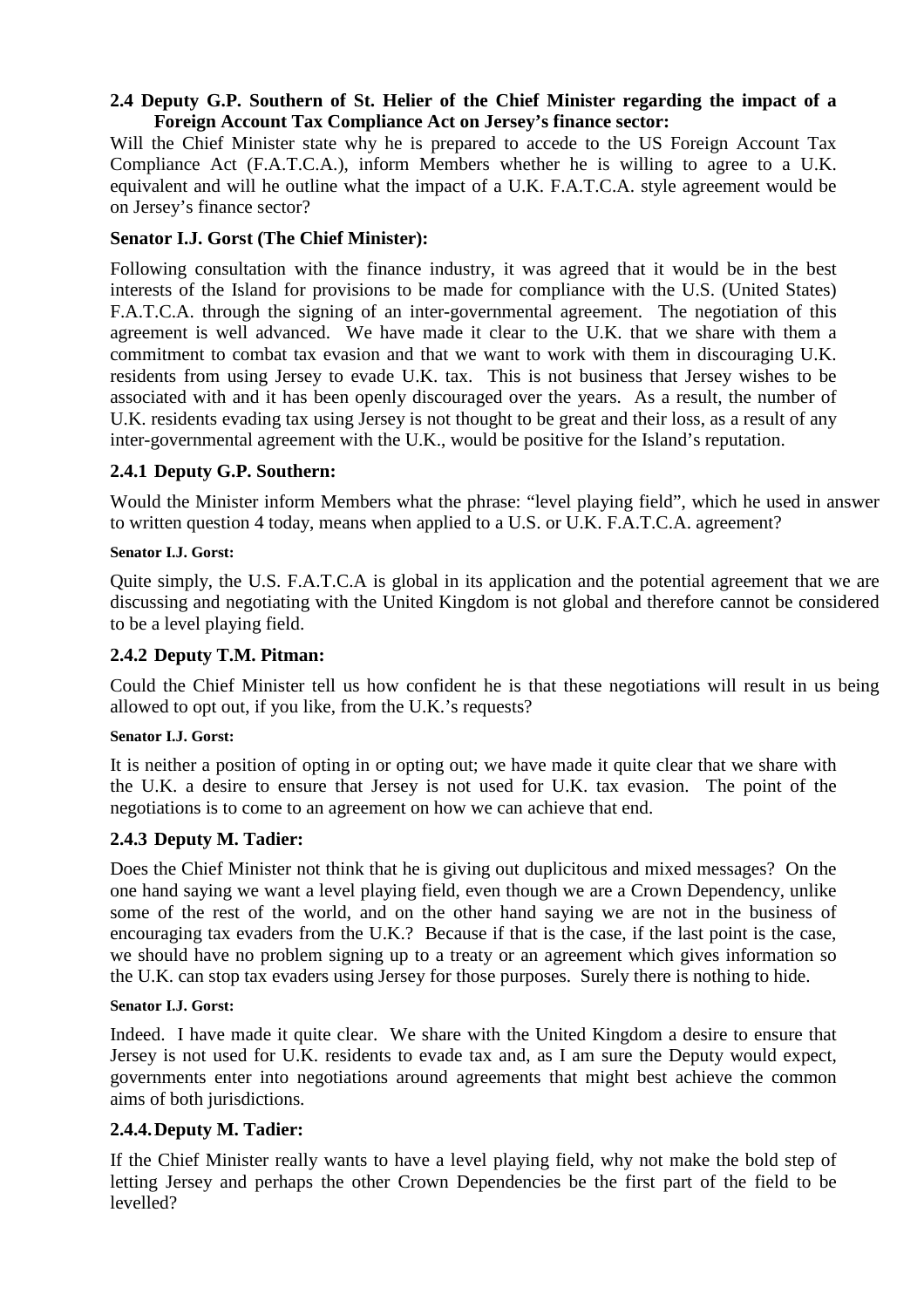**2.4 Deputy G.P. Southern of St. Helier of the Chief Minister regarding the impact of a Foreign Account Tax Compliance Act on Jersey's finance sector:**

Will the Chief Minister state why he is prepared to accede to the US Foreign Account Tax Compliance Act (F.A.T.C.A.), inform Members whether he is willing to agree to a U.K. equivalent and will he outline what the impact of a U.K. F.A.T.C.A. style agreement would be on Jersey's finance sector?

**Senator I.J. Gorst (The Chief Minister):**

Following consultation with the finance industry, it was agreed that it would be in the best interests of the Island for provisions to be made for compliance with the U.S. (United States) F.A.T.C.A. through the signing of an inter-governmental agreement. The negotiation of this agreement is well advanced. We have made it clear to the U.K. that we share with them a commitment to combat tax evasion and that we want to work with them in discouraging U.K. residents from using Jersey to evade U.K. tax. This is not business that Jersey wishes to be associated with and it has been openly discouraged over the years. As a result, the number of U.K. residents evading tax using Jersey is not thought to be great and their loss, as a result of any inter-governmental agreement with the U.K., would be positive for the Island's reputation.

**2.4.1 Deputy G.P. Southern:**

Would the Minister inform Members what the phrase: "level playing field", which he used in answer to written question 4 today, means when applied to a U.S. or U.K. F.A.T.C.A. agreement?

**Senator I.J. Gorst:**

Quite simply, the U.S. F.A.T.C.A is global in its application and the potential agreement that we are discussing and negotiating with the United Kingdom is not global and therefore cannot be considered to be a level playing field.

**2.4.2 Deputy T.M. Pitman:**

Could the Chief Minister tell us how confident he is that these negotiations will result in us being allowed to opt out, if you like, from the U.K.'s requests?

**Senator I.J. Gorst:**

It is neither a position of opting in or opting out; we have made it quite clear that we share with the U.K. a desire to ensure that Jersey is not used for U.K. tax evasion. The point of the negotiations is to come to an agreement on how we can achieve that end.

**2.4.3 Deputy M. Tadier:**

Does the Chief Minister not think that he is giving out duplicitous and mixed messages? On the one hand saying we want a level playing field, even though we are a Crown Dependency, unlike some of the rest of the world, and on the other hand saying we are not in the business of encouraging tax evaders from the U.K.? Because if that is the case, if the last point is the case, we should have no problem signing up to a treaty or an agreement which gives information so the U.K. can stop tax evaders using Jersey for those purposes. Surely there is nothing to hide.

**Senator I.J. Gorst:**

Indeed. I have made it quite clear. We share with the United Kingdom a desire to ensure that Jersey is not used for U.K. residents to evade tax and, as I am sure the Deputy would expect, governments enter into negotiations around agreements that might best achieve the common aims of both jurisdictions.

**2.4.4. Deputy M. Tadier:**

If the Chief Minister really wants to have a level playing field, why not make the bold step of letting Jersey and perhaps the other Crown Dependencies be the first part of the field to be levelled?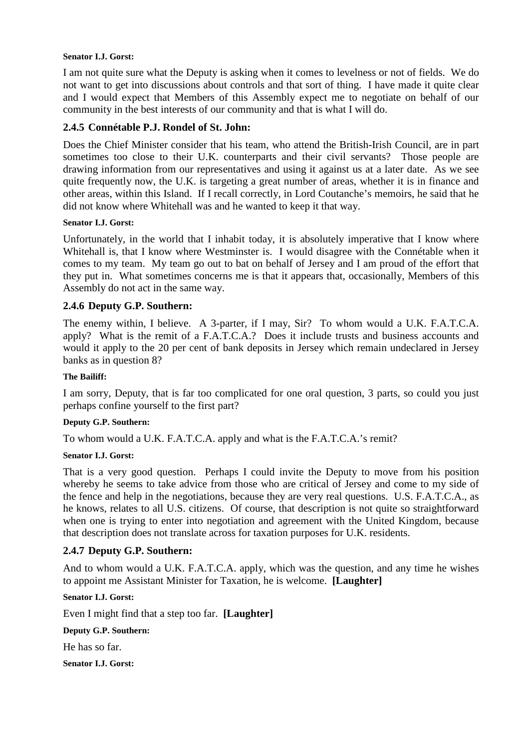**Senator I.J. Gorst:**

I am not quite sure what the Deputy is asking when it comes to levelness or not of fields. We do not want to get into discussions about controls and that sort of thing. I have made it quite clear and I would expect that Members of this Assembly expect me to negotiate on behalf of our community in the best interests of our community and that is what I will do.

### 2.4.5 Connétable P.J. Rondel of St. John:

Does the Chief Minister consider that his team, who attend the British-Irish Council, are in part sometimes too close to their U.K. counterparts and their civil servants? Those people are drawing information from our representatives and using it against us at a later date. As we see quite frequently now, the U.K. is targeting a great number of areas, whether it is in finance and other areas, within this Island. If I recall correctly, in Lord Coutanche's memoirs, he said that he did not know where Whitehall was and he wanted to keep it that way.

**Senator I.J. Gorst:**

Unfortunately, in the world that I inhabit today, it is absolutely imperative that I know where Whitehall is, that I know where Westminster is. I would disagree with the Connétable when it comes to my team. My team go out to bat on behalf of Jersey and I am proud of the effort that they put in. What sometimes concerns me is that it appears that, occasionally, Members of this Assembly do not act in the same way.

### 2.4.6 Deputy G.P. Southern:

The enemy within, I believe. A 3-parter, if I may, Sir? To whom would a U.K. F.A.T.C.A. apply? What is the remit of a F.A.T.C.A.? Does it include trusts and business accounts and would it apply to the 20 per cent of bank deposits in Jersey which remain undeclared in Jersey banks as in question 8?

**The Bailiff:**

I am sorry, Deputy, that is far too complicated for one oral question, 3 parts, so could you just perhaps confine yourself to the first part?

**Deputy G.P. Southern:**

To whom would a U.K. F.A.T.C.A. apply and what is the F.A.T.C.A.'s remit?

**Senator I.J. Gorst:**

That is a very good question. Perhaps I could invite the Deputy to move from his position whereby he seems to take advice from those who are critical of Jersey and come to my side of the fence and help in the negotiations, because they are very real questions. U.S. F.A.T.C.A., as he knows, relates to all U.S. citizens. Of course, that description is not quite so straightforward when one is trying to enter into negotiation and agreement with the United Kingdom, because that description does not translate across for taxation purposes for U.K. residents.

### 2.4.7 Deputy G.P. Southern:

And to whom would a U.K. F.A.T.C.A. apply, which was the question, and any time he wishes to appoint me Assistant Minister for Taxation, he is welcome. **[Laughter]**

**Senator I.J. Gorst:**

Even I might find that a step too far. **[Laughter]**

**Deputy G.P. Southern:**

He has so far.

**Senator I.J. Gorst:**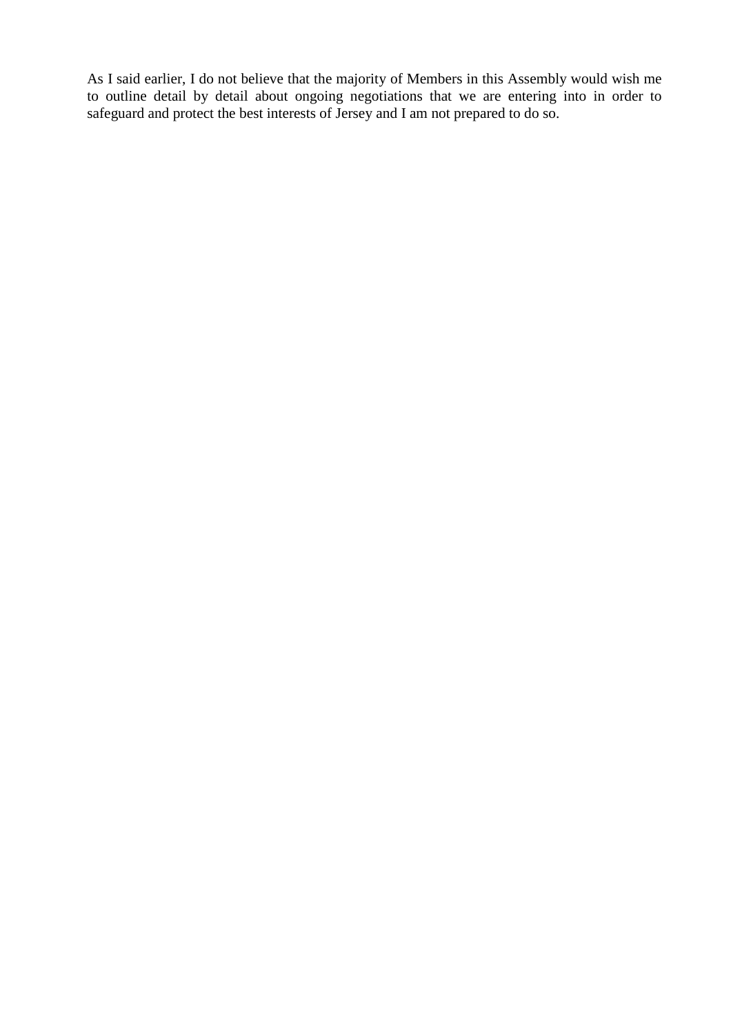As I said earlier, I do not believe that the majority of Members in this Assembly would wish me to outline detail by detail about ongoing negotiations that we are entering into in order to safeguard and protect the best interests of Jersey and I am not prepared to do so.